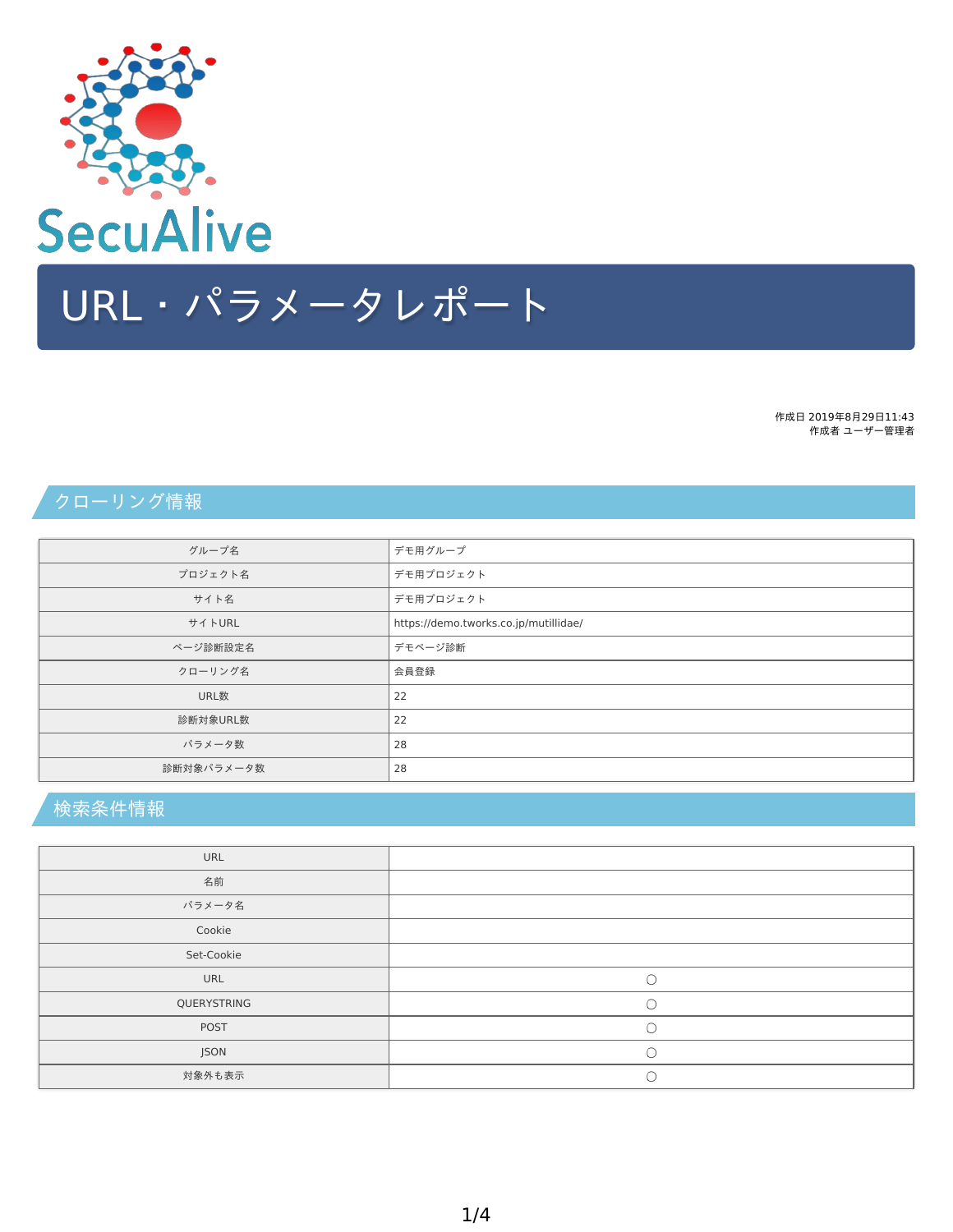SecuAlive

# URL・パラメータレポート

作成日 2019年8月29日11:43
作成者 ユーザー管理者

## クローリング情報

| | |
|---|---|
| グループ名 | デモ用グループ |
| プロジェクト名 | デモ用プロジェクト |
| サイト名 | デモ用プロジェクト |
| サイトURL | https://demo.tworks.co.jp/mutillidae/ |
| ページ診断設定名 | デモページ診断 |
| クローリング名 | 会員登録 |
| URL数 | 22 |
| 診断対象URL数 | 22 |
| パラメータ数 | 28 |
| 診断対象パラメータ数 | 28 |

## 検索条件情報

| | |
|---|---|
| URL | |
| 名前 | |
| パラメータ名 | |
| Cookie | |
| Set-Cookie | |
| URL | ○ |
| QUERYSTRING | ○ |
| POST | ○ |
| JSON | ○ |
| 対象外も表示 | ○ |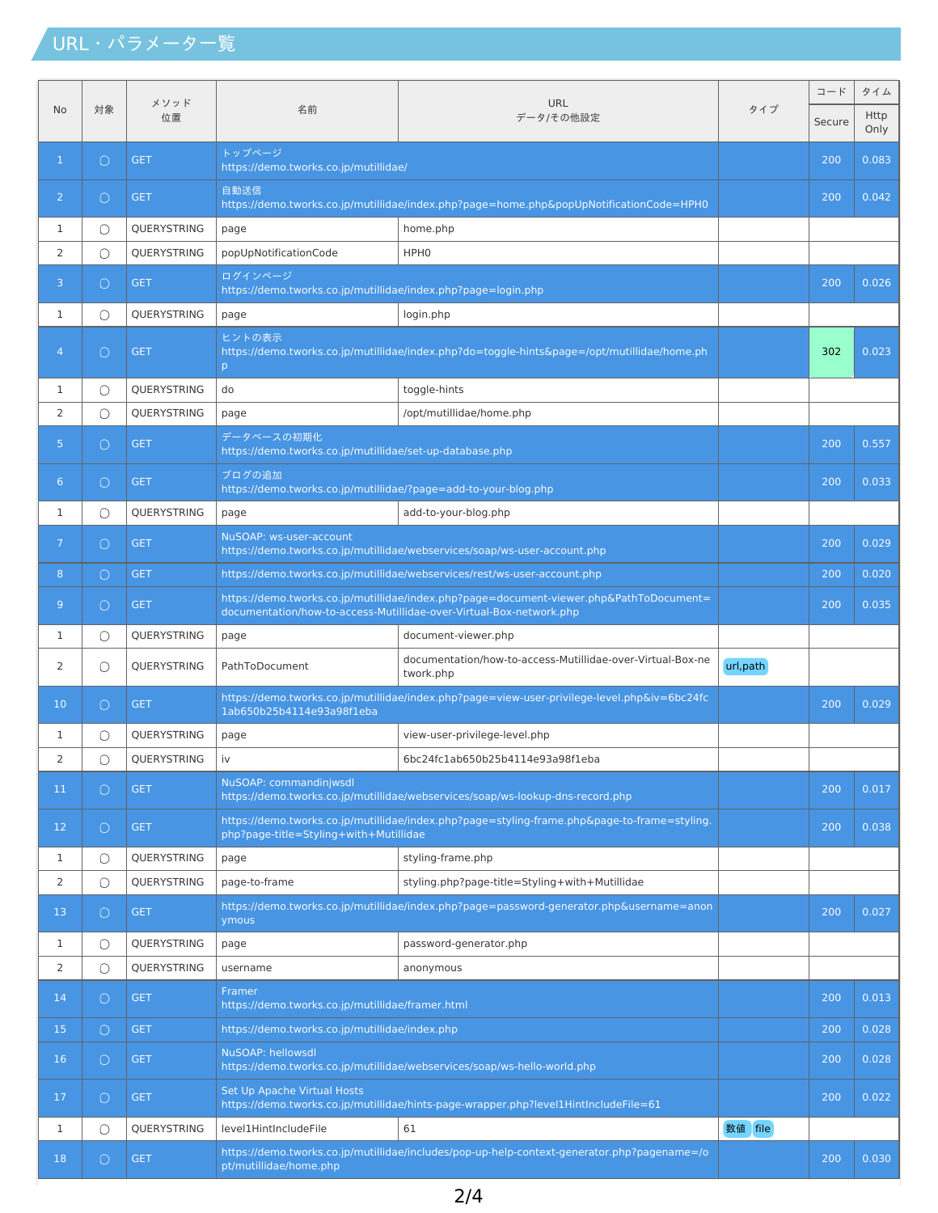## URL・パラメーター一覧

| No | 対象 | メソッド<br>位置 | 名前 | URL<br>データ/その他設定 | タイプ | コード | タイム |
|---|---|---|---|---|---|---|---|
| | | | | | | Secure | Http Only |
| 1 | ○ | GET | トップページ<br>https://demo.tworks.co.jp/mutillidae/ | | | 200 | 0.083 |
| 2 | ○ | GET | 自動送信<br>https://demo.tworks.co.jp/mutillidae/index.php?page=home.php&popUpNotificationCode=HPH0 | | | 200 | 0.042 |
| 1 | ○ | QUERYSTRING | page | home.php | | | |
| 2 | ○ | QUERYSTRING | popUpNotificationCode | HPH0 | | | |
| 3 | ○ | GET | ログインページ<br>https://demo.tworks.co.jp/mutillidae/index.php?page=login.php | | | 200 | 0.026 |
| 1 | ○ | QUERYSTRING | page | login.php | | | |
| 4 | ○ | GET | ヒントの表示<br>https://demo.tworks.co.jp/mutillidae/index.php?do=toggle-hints&page=/opt/mutillidae/home.php | | | 302 | 0.023 |
| 1 | ○ | QUERYSTRING | do | toggle-hints | | | |
| 2 | ○ | QUERYSTRING | page | /opt/mutillidae/home.php | | | |
| 5 | ○ | GET | データベースの初期化<br>https://demo.tworks.co.jp/mutillidae/set-up-database.php | | | 200 | 0.557 |
| 6 | ○ | GET | ブログの追加<br>https://demo.tworks.co.jp/mutillidae/?page=add-to-your-blog.php | | | 200 | 0.033 |
| 1 | ○ | QUERYSTRING | page | add-to-your-blog.php | | | |
| 7 | ○ | GET | NuSOAP: ws-user-account<br>https://demo.tworks.co.jp/mutillidae/webservices/soap/ws-user-account.php | | | 200 | 0.029 |
| 8 | ○ | GET | https://demo.tworks.co.jp/mutillidae/webservices/rest/ws-user-account.php | | | 200 | 0.020 |
| 9 | ○ | GET | https://demo.tworks.co.jp/mutillidae/index.php?page=document-viewer.php&PathToDocument=documentation/how-to-access-Mutillidae-over-Virtual-Box-network.php | | | 200 | 0.035 |
| 1 | ○ | QUERYSTRING | page | document-viewer.php | | | |
| 2 | ○ | QUERYSTRING | PathToDocument | documentation/how-to-access-Mutillidae-over-Virtual-Box-network.php | url,path | | |
| 10 | ○ | GET | https://demo.tworks.co.jp/mutillidae/index.php?page=view-user-privilege-level.php&iv=6bc24fc1ab650b25b4114e93a98f1eba | | | 200 | 0.029 |
| 1 | ○ | QUERYSTRING | page | view-user-privilege-level.php | | | |
| 2 | ○ | QUERYSTRING | iv | 6bc24fc1ab650b25b4114e93a98f1eba | | | |
| 11 | ○ | GET | NuSOAP: commandinjwsdl<br>https://demo.tworks.co.jp/mutillidae/webservices/soap/ws-lookup-dns-record.php | | | 200 | 0.017 |
| 12 | ○ | GET | https://demo.tworks.co.jp/mutillidae/index.php?page=styling-frame.php&page-to-frame=styling.php?page-title=Styling+with+Mutillidae | | | 200 | 0.038 |
| 1 | ○ | QUERYSTRING | page | styling-frame.php | | | |
| 2 | ○ | QUERYSTRING | page-to-frame | styling.php?page-title=Styling+with+Mutillidae | | | |
| 13 | ○ | GET | https://demo.tworks.co.jp/mutillidae/index.php?page=password-generator.php&username=anonymous | | | 200 | 0.027 |
| 1 | ○ | QUERYSTRING | page | password-generator.php | | | |
| 2 | ○ | QUERYSTRING | username | anonymous | | | |
| 14 | ○ | GET | Framer<br>https://demo.tworks.co.jp/mutillidae/framer.html | | | 200 | 0.013 |
| 15 | ○ | GET | https://demo.tworks.co.jp/mutillidae/index.php | | | 200 | 0.028 |
| 16 | ○ | GET | NuSOAP: hellowsdl<br>https://demo.tworks.co.jp/mutillidae/webservices/soap/ws-hello-world.php | | | 200 | 0.028 |
| 17 | ○ | GET | Set Up Apache Virtual Hosts<br>https://demo.tworks.co.jp/mutillidae/hints-page-wrapper.php?level1HintIncludeFile=61 | | | 200 | 0.022 |
| 1 | ○ | QUERYSTRING | level1HintIncludeFile | 61 | 数値 file | | |
| 18 | ○ | GET | https://demo.tworks.co.jp/mutillidae/includes/pop-up-help-context-generator.php?pagename=/opt/mutillidae/home.php | | | 200 | 0.030 |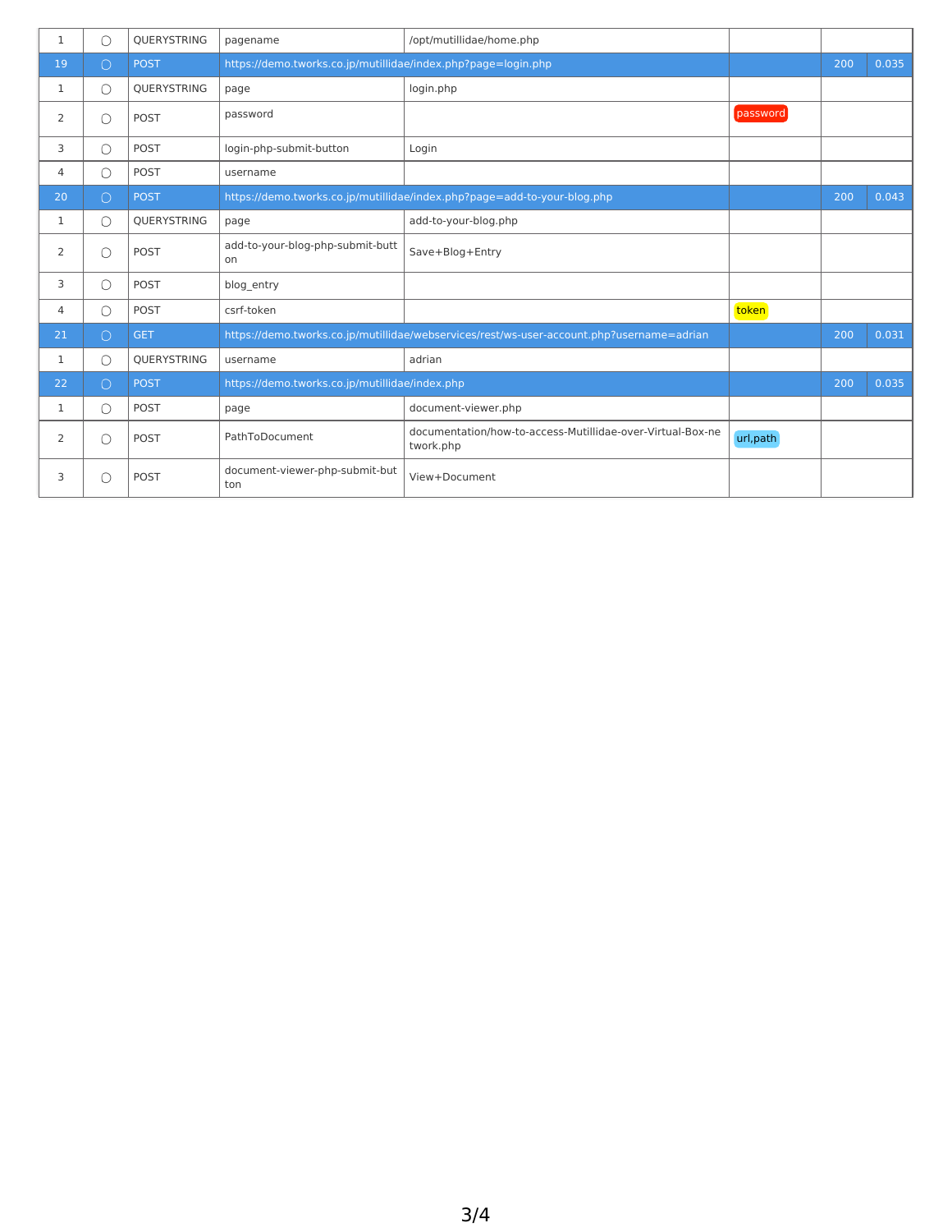| | | | | | | | |
|---|---|---|---|---|---|---|---|
| 1 | ○ | QUERYSTRING | pagename | /opt/mutillidae/home.php | | | |
| 19 | ○ | POST | https://demo.tworks.co.jp/mutillidae/index.php?page=login.php | | | 200 | 0.035 |
| 1 | ○ | QUERYSTRING | page | login.php | | | |
| 2 | ○ | POST | password | | password | | |
| 3 | ○ | POST | login-php-submit-button | Login | | | |
| 4 | ○ | POST | username | | | | |
| 20 | ○ | POST | https://demo.tworks.co.jp/mutillidae/index.php?page=add-to-your-blog.php | | | 200 | 0.043 |
| 1 | ○ | QUERYSTRING | page | add-to-your-blog.php | | | |
| 2 | ○ | POST | add-to-your-blog-php-submit-button | Save+Blog+Entry | | | |
| 3 | ○ | POST | blog_entry | | | | |
| 4 | ○ | POST | csrf-token | | token | | |
| 21 | ○ | GET | https://demo.tworks.co.jp/mutillidae/webservices/rest/ws-user-account.php?username=adrian | | | 200 | 0.031 |
| 1 | ○ | QUERYSTRING | username | adrian | | | |
| 22 | ○ | POST | https://demo.tworks.co.jp/mutillidae/index.php | | | 200 | 0.035 |
| 1 | ○ | POST | page | document-viewer.php | | | |
| 2 | ○ | POST | PathToDocument | documentation/how-to-access-Mutillidae-over-Virtual-Box-network.php | url,path | | |
| 3 | ○ | POST | document-viewer-php-submit-button | View+Document | | | |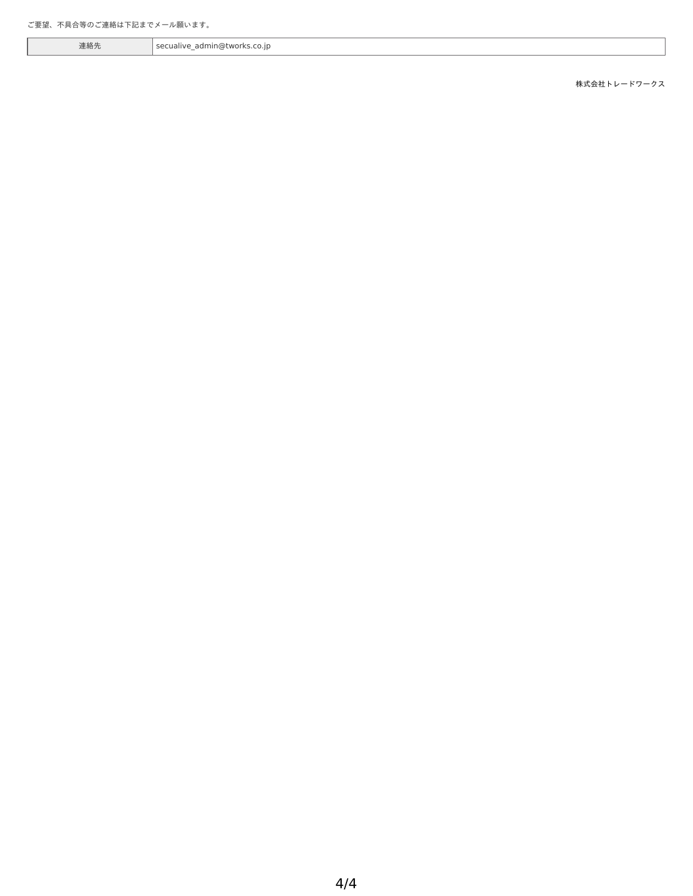ご要望、不具合等のご連絡は下記までメール願います。

| | |
|---|---|
| 連絡先 | secualive_admin@tworks.co.jp |

株式会社トレードワークス